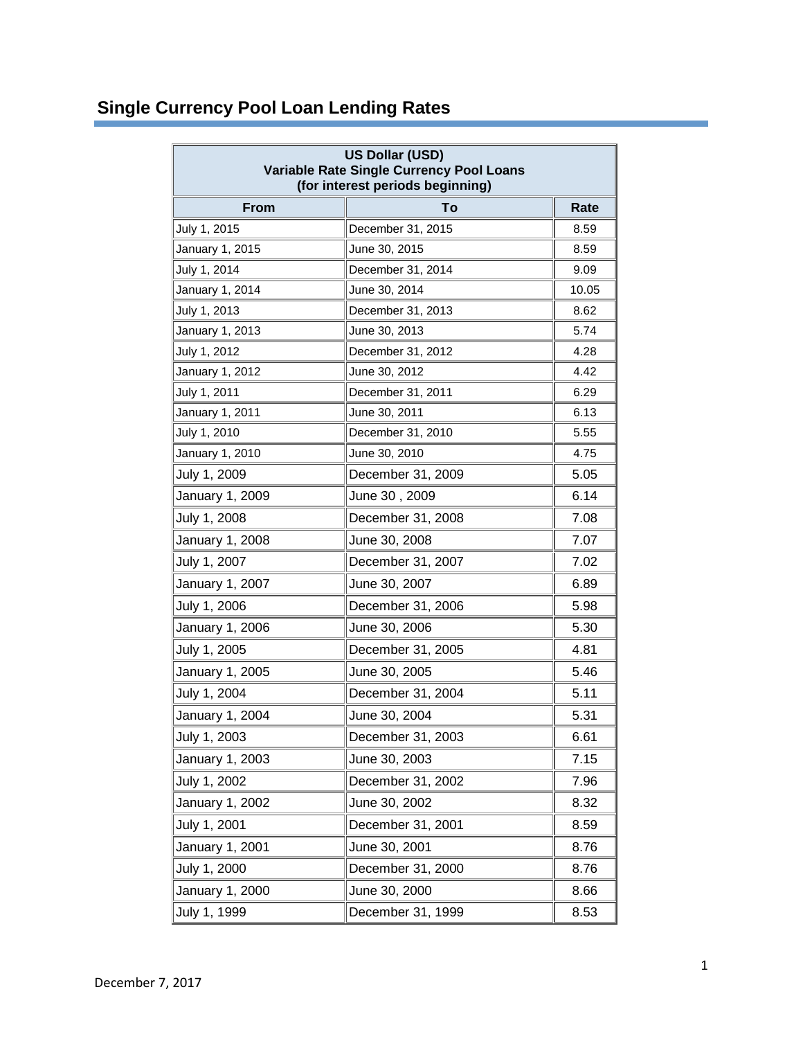# Single Currency Pool Loan Lending Rates

| US Dollar (USD) Variable Rate Single Currency Pool Loans (for interest periods beginning) | | |
|---|---|---|
| **From** | **To** | **Rate** |
| July 1, 2015 | December 31, 2015 | 8.59 |
| January 1, 2015 | June 30, 2015 | 8.59 |
| July 1, 2014 | December 31, 2014 | 9.09 |
| January 1, 2014 | June 30, 2014 | 10.05 |
| July 1, 2013 | December 31, 2013 | 8.62 |
| January 1, 2013 | June 30, 2013 | 5.74 |
| July 1, 2012 | December 31, 2012 | 4.28 |
| January 1, 2012 | June 30, 2012 | 4.42 |
| July 1, 2011 | December 31, 2011 | 6.29 |
| January 1, 2011 | June 30, 2011 | 6.13 |
| July 1, 2010 | December 31, 2010 | 5.55 |
| January 1, 2010 | June 30, 2010 | 4.75 |
| July 1, 2009 | December 31, 2009 | 5.05 |
| January 1, 2009 | June 30 , 2009 | 6.14 |
| July 1, 2008 | December 31, 2008 | 7.08 |
| January 1, 2008 | June 30, 2008 | 7.07 |
| July 1, 2007 | December 31, 2007 | 7.02 |
| January 1, 2007 | June 30, 2007 | 6.89 |
| July 1, 2006 | December 31, 2006 | 5.98 |
| January 1, 2006 | June 30, 2006 | 5.30 |
| July 1, 2005 | December 31, 2005 | 4.81 |
| January 1, 2005 | June 30, 2005 | 5.46 |
| July 1, 2004 | December 31, 2004 | 5.11 |
| January 1, 2004 | June 30, 2004 | 5.31 |
| July 1, 2003 | December 31, 2003 | 6.61 |
| January 1, 2003 | June 30, 2003 | 7.15 |
| July 1, 2002 | December 31, 2002 | 7.96 |
| January 1, 2002 | June 30, 2002 | 8.32 |
| July 1, 2001 | December 31, 2001 | 8.59 |
| January 1, 2001 | June 30, 2001 | 8.76 |
| July 1, 2000 | December 31, 2000 | 8.76 |
| January 1, 2000 | June 30, 2000 | 8.66 |
| July 1, 1999 | December 31, 1999 | 8.53 |

December 7, 2017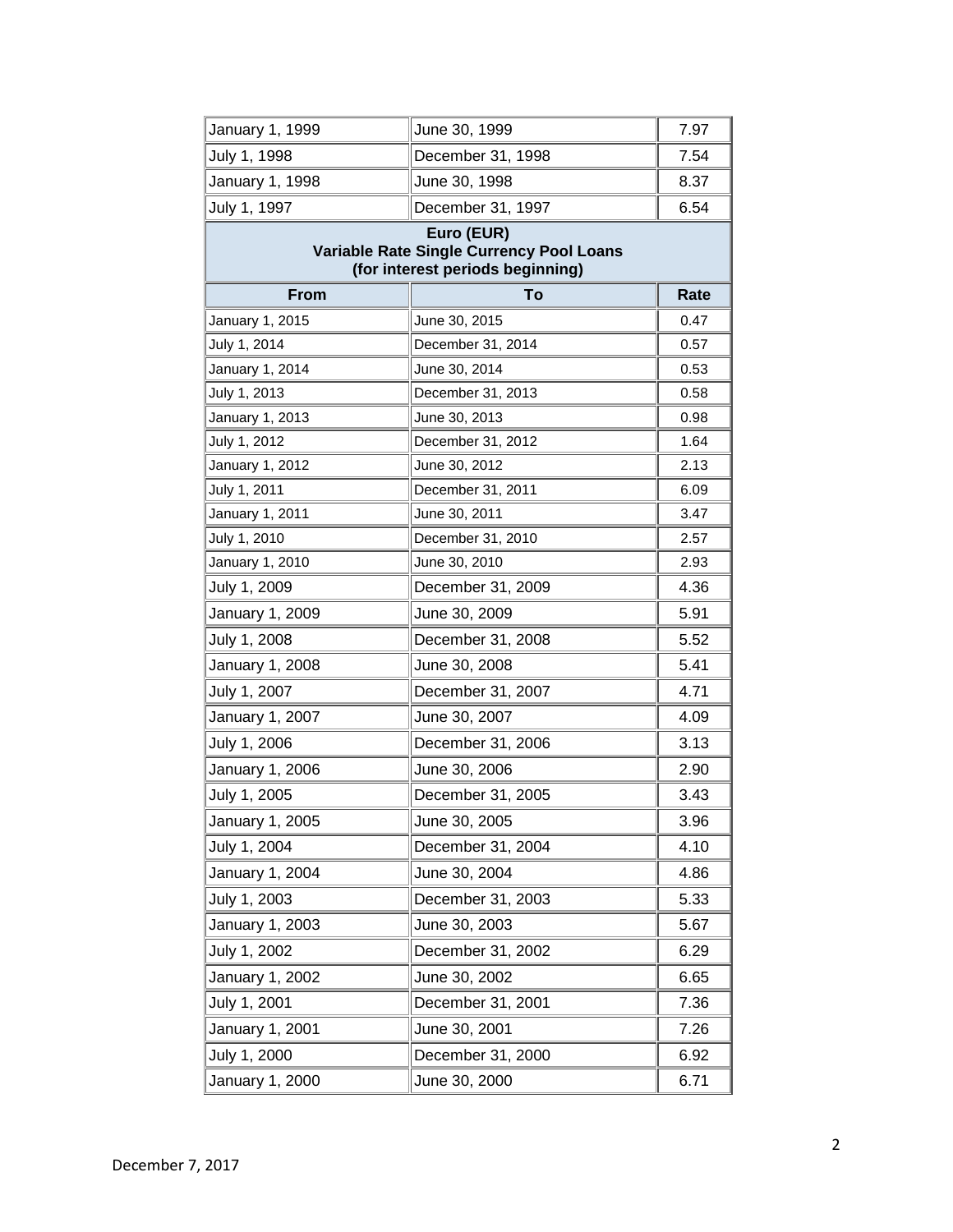| From | To | Rate |
|---|---|---|
| January 1, 1999 | June 30, 1999 | 7.97 |
| July 1, 1998 | December 31, 1998 | 7.54 |
| January 1, 1998 | June 30, 1998 | 8.37 |
| July 1, 1997 | December 31, 1997 | 6.54 |

**Euro (EUR)**
**Variable Rate Single Currency Pool Loans**
**(for interest periods beginning)**

| From | To | Rate |
|---|---|---|
| January 1, 2015 | June 30, 2015 | 0.47 |
| July 1, 2014 | December 31, 2014 | 0.57 |
| January 1, 2014 | June 30, 2014 | 0.53 |
| July 1, 2013 | December 31, 2013 | 0.58 |
| January 1, 2013 | June 30, 2013 | 0.98 |
| July 1, 2012 | December 31, 2012 | 1.64 |
| January 1, 2012 | June 30, 2012 | 2.13 |
| July 1, 2011 | December 31, 2011 | 6.09 |
| January 1, 2011 | June 30, 2011 | 3.47 |
| July 1, 2010 | December 31, 2010 | 2.57 |
| January 1, 2010 | June 30, 2010 | 2.93 |
| July 1, 2009 | December 31, 2009 | 4.36 |
| January 1, 2009 | June 30, 2009 | 5.91 |
| July 1, 2008 | December 31, 2008 | 5.52 |
| January 1, 2008 | June 30, 2008 | 5.41 |
| July 1, 2007 | December 31, 2007 | 4.71 |
| January 1, 2007 | June 30, 2007 | 4.09 |
| July 1, 2006 | December 31, 2006 | 3.13 |
| January 1, 2006 | June 30, 2006 | 2.90 |
| July 1, 2005 | December 31, 2005 | 3.43 |
| January 1, 2005 | June 30, 2005 | 3.96 |
| July 1, 2004 | December 31, 2004 | 4.10 |
| January 1, 2004 | June 30, 2004 | 4.86 |
| July 1, 2003 | December 31, 2003 | 5.33 |
| January 1, 2003 | June 30, 2003 | 5.67 |
| July 1, 2002 | December 31, 2002 | 6.29 |
| January 1, 2002 | June 30, 2002 | 6.65 |
| July 1, 2001 | December 31, 2001 | 7.36 |
| January 1, 2001 | June 30, 2001 | 7.26 |
| July 1, 2000 | December 31, 2000 | 6.92 |
| January 1, 2000 | June 30, 2000 | 6.71 |

December 7, 2017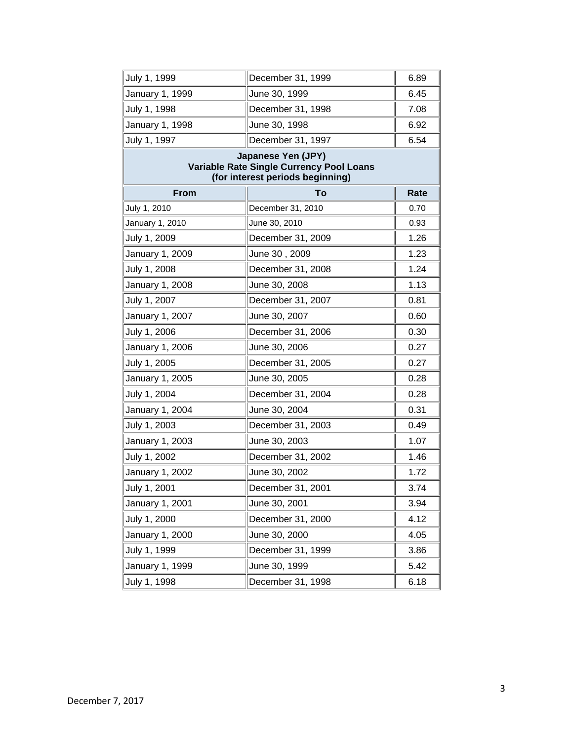| | | |
|---|---|---|
| July 1, 1999 | December 31, 1999 | 6.89 |
| January 1, 1999 | June 30, 1999 | 6.45 |
| July 1, 1998 | December 31, 1998 | 7.08 |
| January 1, 1998 | June 30, 1998 | 6.92 |
| July 1, 1997 | December 31, 1997 | 6.54 |

**Japanese Yen (JPY)**
**Variable Rate Single Currency Pool Loans**
**(for interest periods beginning)**

| From | To | Rate |
|---|---|---|
| July 1, 2010 | December 31, 2010 | 0.70 |
| January 1, 2010 | June 30, 2010 | 0.93 |
| July 1, 2009 | December 31, 2009 | 1.26 |
| January 1, 2009 | June 30 , 2009 | 1.23 |
| July 1, 2008 | December 31, 2008 | 1.24 |
| January 1, 2008 | June 30, 2008 | 1.13 |
| July 1, 2007 | December 31, 2007 | 0.81 |
| January 1, 2007 | June 30, 2007 | 0.60 |
| July 1, 2006 | December 31, 2006 | 0.30 |
| January 1, 2006 | June 30, 2006 | 0.27 |
| July 1, 2005 | December 31, 2005 | 0.27 |
| January 1, 2005 | June 30, 2005 | 0.28 |
| July 1, 2004 | December 31, 2004 | 0.28 |
| January 1, 2004 | June 30, 2004 | 0.31 |
| July 1, 2003 | December 31, 2003 | 0.49 |
| January 1, 2003 | June 30, 2003 | 1.07 |
| July 1, 2002 | December 31, 2002 | 1.46 |
| January 1, 2002 | June 30, 2002 | 1.72 |
| July 1, 2001 | December 31, 2001 | 3.74 |
| January 1, 2001 | June 30, 2001 | 3.94 |
| July 1, 2000 | December 31, 2000 | 4.12 |
| January 1, 2000 | June 30, 2000 | 4.05 |
| July 1, 1999 | December 31, 1999 | 3.86 |
| January 1, 1999 | June 30, 1999 | 5.42 |
| July 1, 1998 | December 31, 1998 | 6.18 |

December 7, 2017